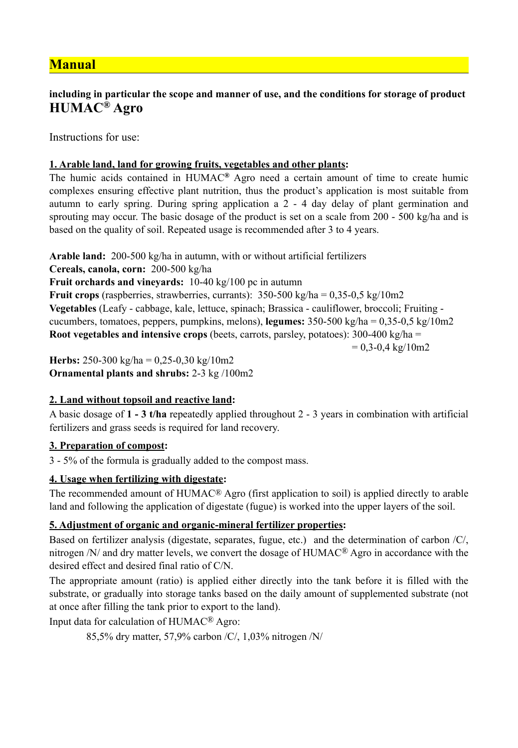# Manual

**including in particular the scope and manner of use, and the conditions for storage of product**
## HUMAC® Agro

Instructions for use:

### 1. Arable land, land for growing fruits, vegetables and other plants:

The humic acids contained in HUMAC® Agro need a certain amount of time to create humic complexes ensuring effective plant nutrition, thus the product's application is most suitable from autumn to early spring. During spring application a 2 - 4 day delay of plant germination and sprouting may occur. The basic dosage of the product is set on a scale from 200 - 500 kg/ha and is based on the quality of soil. Repeated usage is recommended after 3 to 4 years.

**Arable land:** 200-500 kg/ha in autumn, with or without artificial fertilizers
**Cereals, canola, corn:** 200-500 kg/ha
**Fruit orchards and vineyards:** 10-40 kg/100 pc in autumn
**Fruit crops** (raspberries, strawberries, currants): 350-500 kg/ha = 0,35-0,5 kg/10m2
**Vegetables** (Leafy - cabbage, kale, lettuce, spinach; Brassica - cauliflower, broccoli; Fruiting - cucumbers, tomatoes, peppers, pumpkins, melons), **legumes:** 350-500 kg/ha = 0,35-0,5 kg/10m2
**Root vegetables and intensive crops** (beets, carrots, parsley, potatoes): 300-400 kg/ha = = 0,3-0,4 kg/10m2
**Herbs:** 250-300 kg/ha = 0,25-0,30 kg/10m2
**Ornamental plants and shrubs:** 2-3 kg /100m2

### 2. Land without topsoil and reactive land:

A basic dosage of **1 - 3 t/ha** repeatedly applied throughout 2 - 3 years in combination with artificial fertilizers and grass seeds is required for land recovery.

### 3. Preparation of compost:

3 - 5% of the formula is gradually added to the compost mass.

### 4. Usage when fertilizing with digestate:

The recommended amount of HUMAC® Agro (first application to soil) is applied directly to arable land and following the application of digestate (fugue) is worked into the upper layers of the soil.

### 5. Adjustment of organic and organic-mineral fertilizer properties:

Based on fertilizer analysis (digestate, separates, fugue, etc.) and the determination of carbon /C/, nitrogen /N/ and dry matter levels, we convert the dosage of HUMAC® Agro in accordance with the desired effect and desired final ratio of C/N.

The appropriate amount (ratio) is applied either directly into the tank before it is filled with the substrate, or gradually into storage tanks based on the daily amount of supplemented substrate (not at once after filling the tank prior to export to the land).

Input data for calculation of HUMAC® Agro:

85,5% dry matter, 57,9% carbon /C/, 1,03% nitrogen /N/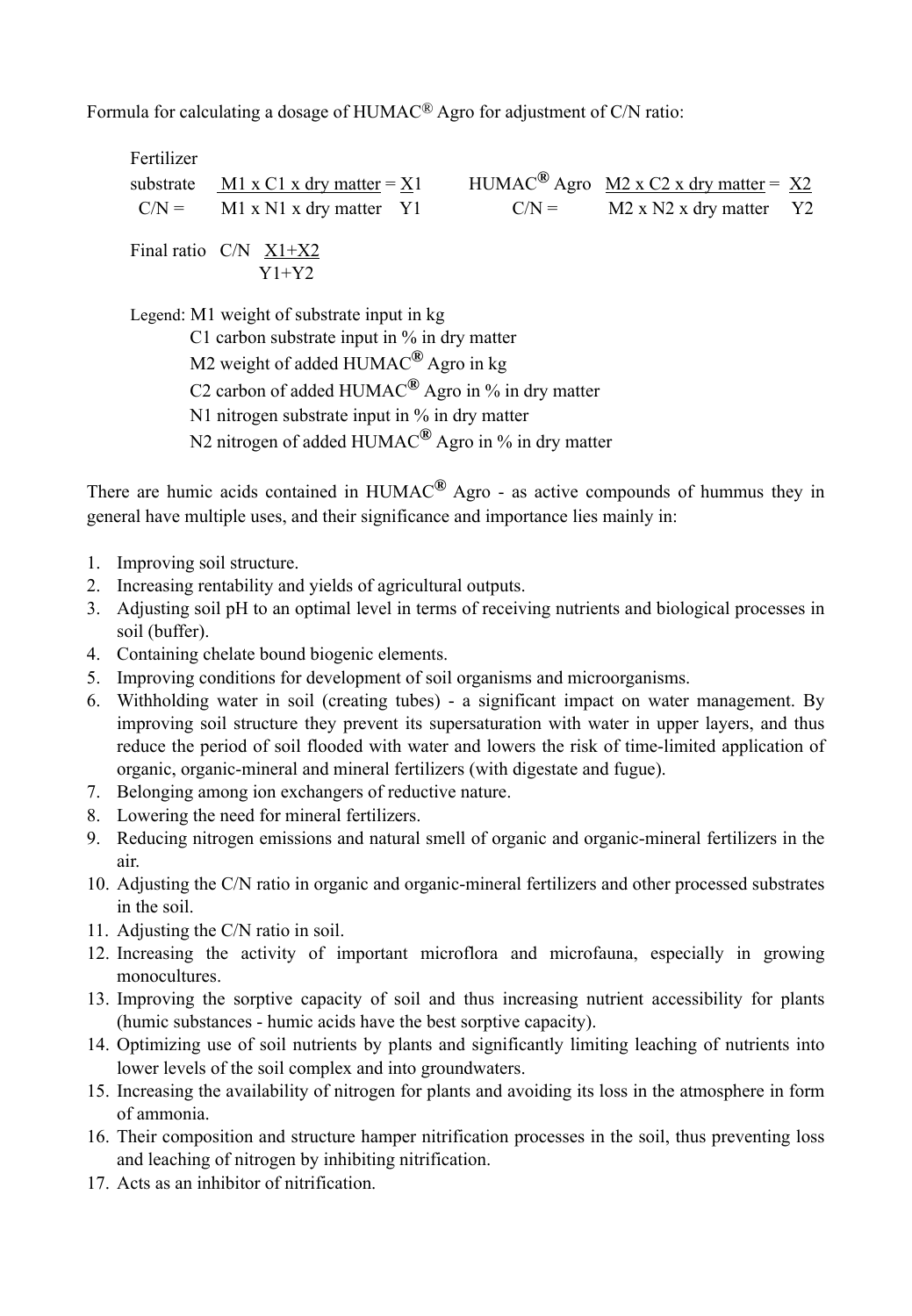Formula for calculating a dosage of HUMAC® Agro for adjustment of C/N ratio:

$$\text{Fertilizer substrate } C/N = \frac{M1 \times C1 \times \text{dry matter}}{M1 \times N1 \times \text{dry matter}} = \frac{X1}{Y1} \qquad \text{HUMAC}^{®} \text{ Agro } C/N = \frac{M2 \times C2 \times \text{dry matter}}{M2 \times N2 \times \text{dry matter}} = \frac{X2}{Y2}$$

$$\text{Final ratio } C/N \ \frac{X1+X2}{Y1+Y2}$$

Legend: M1 weight of substrate input in kg
C1 carbon substrate input in % in dry matter
M2 weight of added HUMAC® Agro in kg
C2 carbon of added HUMAC® Agro in % in dry matter
N1 nitrogen substrate input in % in dry matter
N2 nitrogen of added HUMAC® Agro in % in dry matter

There are humic acids contained in HUMAC® Agro - as active compounds of hummus they in general have multiple uses, and their significance and importance lies mainly in:

1. Improving soil structure.
2. Increasing rentability and yields of agricultural outputs.
3. Adjusting soil pH to an optimal level in terms of receiving nutrients and biological processes in soil (buffer).
4. Containing chelate bound biogenic elements.
5. Improving conditions for development of soil organisms and microorganisms.
6. Withholding water in soil (creating tubes) - a significant impact on water management. By improving soil structure they prevent its supersaturation with water in upper layers, and thus reduce the period of soil flooded with water and lowers the risk of time-limited application of organic, organic-mineral and mineral fertilizers (with digestate and fugue).
7. Belonging among ion exchangers of reductive nature.
8. Lowering the need for mineral fertilizers.
9. Reducing nitrogen emissions and natural smell of organic and organic-mineral fertilizers in the air.
10. Adjusting the C/N ratio in organic and organic-mineral fertilizers and other processed substrates in the soil.
11. Adjusting the C/N ratio in soil.
12. Increasing the activity of important microflora and microfauna, especially in growing monocultures.
13. Improving the sorptive capacity of soil and thus increasing nutrient accessibility for plants (humic substances - humic acids have the best sorptive capacity).
14. Optimizing use of soil nutrients by plants and significantly limiting leaching of nutrients into lower levels of the soil complex and into groundwaters.
15. Increasing the availability of nitrogen for plants and avoiding its loss in the atmosphere in form of ammonia.
16. Their composition and structure hamper nitrification processes in the soil, thus preventing loss and leaching of nitrogen by inhibiting nitrification.
17. Acts as an inhibitor of nitrification.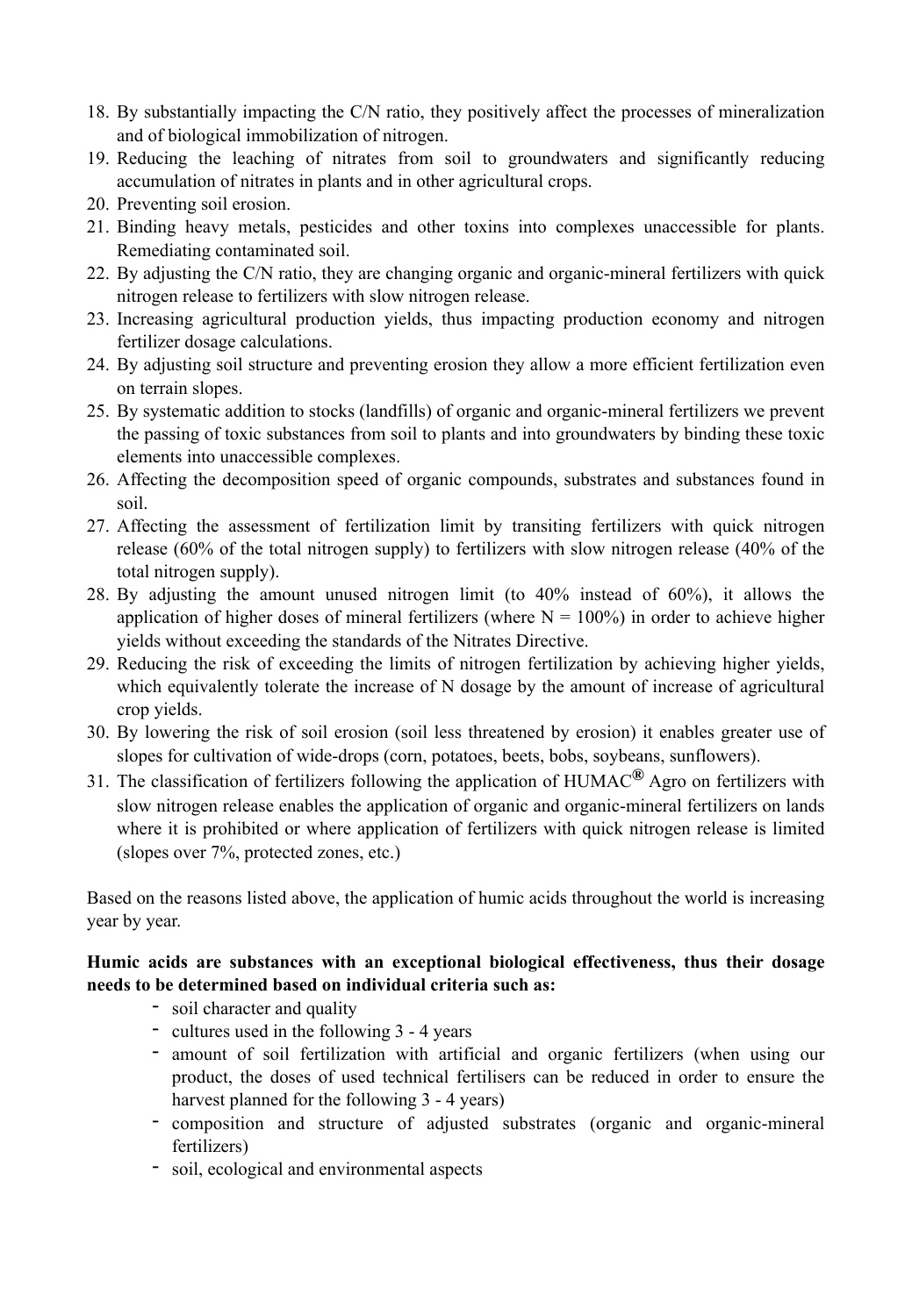18. By substantially impacting the C/N ratio, they positively affect the processes of mineralization and of biological immobilization of nitrogen.
19. Reducing the leaching of nitrates from soil to groundwaters and significantly reducing accumulation of nitrates in plants and in other agricultural crops.
20. Preventing soil erosion.
21. Binding heavy metals, pesticides and other toxins into complexes unaccessible for plants. Remediating contaminated soil.
22. By adjusting the C/N ratio, they are changing organic and organic-mineral fertilizers with quick nitrogen release to fertilizers with slow nitrogen release.
23. Increasing agricultural production yields, thus impacting production economy and nitrogen fertilizer dosage calculations.
24. By adjusting soil structure and preventing erosion they allow a more efficient fertilization even on terrain slopes.
25. By systematic addition to stocks (landfills) of organic and organic-mineral fertilizers we prevent the passing of toxic substances from soil to plants and into groundwaters by binding these toxic elements into unaccessible complexes.
26. Affecting the decomposition speed of organic compounds, substrates and substances found in soil.
27. Affecting the assessment of fertilization limit by transiting fertilizers with quick nitrogen release (60% of the total nitrogen supply) to fertilizers with slow nitrogen release (40% of the total nitrogen supply).
28. By adjusting the amount unused nitrogen limit (to 40% instead of 60%), it allows the application of higher doses of mineral fertilizers (where N = 100%) in order to achieve higher yields without exceeding the standards of the Nitrates Directive.
29. Reducing the risk of exceeding the limits of nitrogen fertilization by achieving higher yields, which equivalently tolerate the increase of N dosage by the amount of increase of agricultural crop yields.
30. By lowering the risk of soil erosion (soil less threatened by erosion) it enables greater use of slopes for cultivation of wide-drops (corn, potatoes, beets, bobs, soybeans, sunflowers).
31. The classification of fertilizers following the application of HUMAC® Agro on fertilizers with slow nitrogen release enables the application of organic and organic-mineral fertilizers on lands where it is prohibited or where application of fertilizers with quick nitrogen release is limited (slopes over 7%, protected zones, etc.)

Based on the reasons listed above, the application of humic acids throughout the world is increasing year by year.

**Humic acids are substances with an exceptional biological effectiveness, thus their dosage needs to be determined based on individual criteria such as:**

- soil character and quality
- cultures used in the following 3 - 4 years
- amount of soil fertilization with artificial and organic fertilizers (when using our product, the doses of used technical fertilisers can be reduced in order to ensure the harvest planned for the following 3 - 4 years)
- composition and structure of adjusted substrates (organic and organic-mineral fertilizers)
- soil, ecological and environmental aspects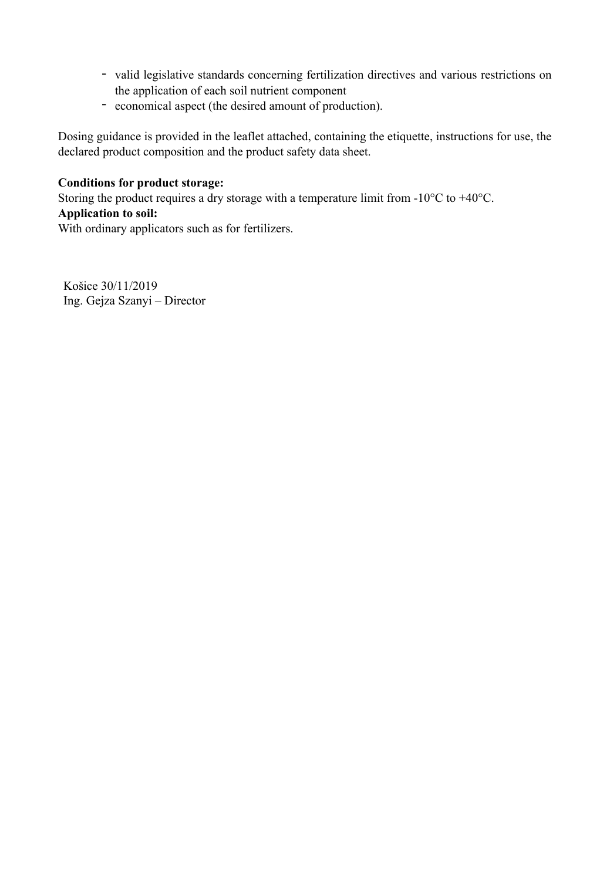- valid legislative standards concerning fertilization directives and various restrictions on the application of each soil nutrient component
- economical aspect (the desired amount of production).

Dosing guidance is provided in the leaflet attached, containing the etiquette, instructions for use, the declared product composition and the product safety data sheet.

**Conditions for product storage:**
Storing the product requires a dry storage with a temperature limit from -10°C to +40°C.
**Application to soil:**
With ordinary applicators such as for fertilizers.

Košice 30/11/2019
Ing. Gejza Szanyi – Director